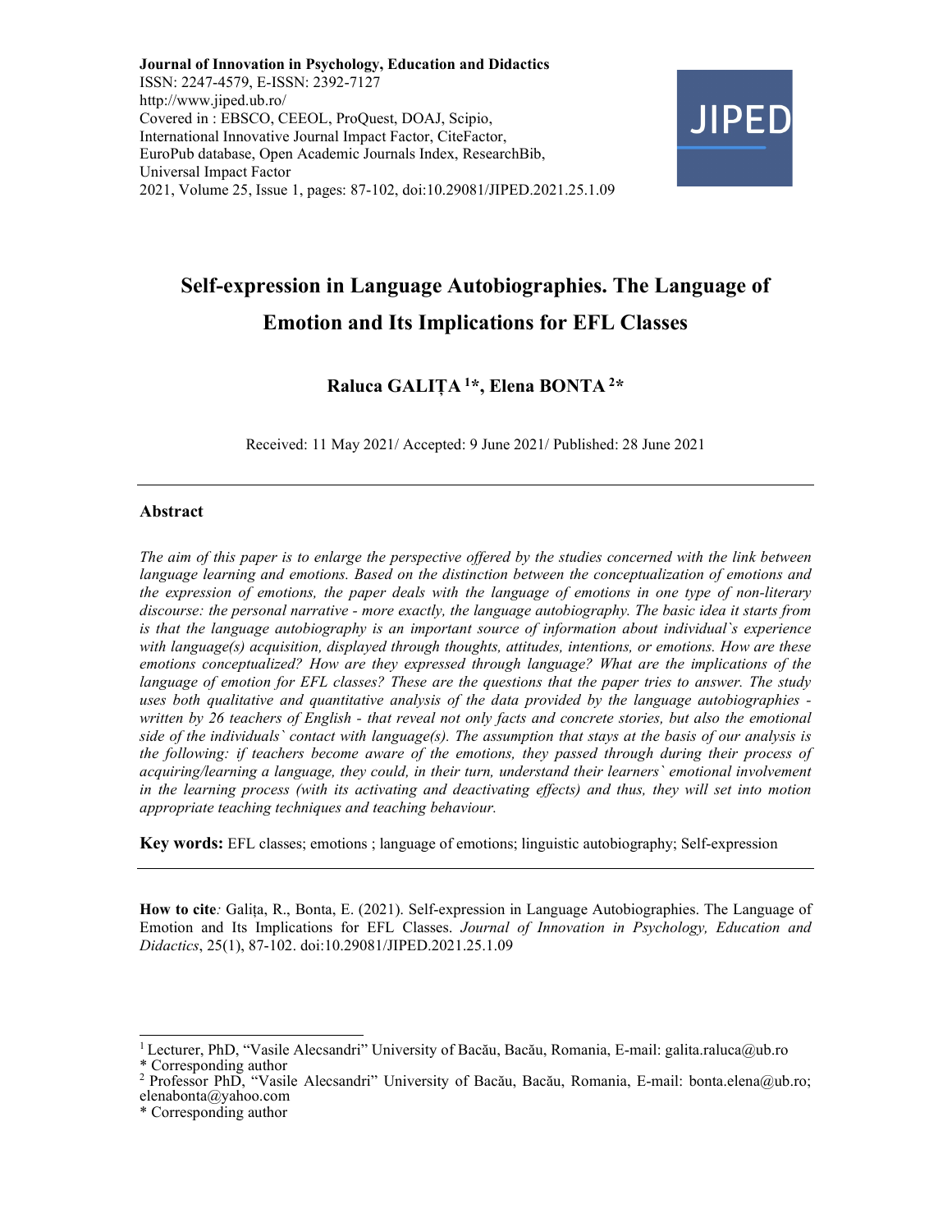**Journal of Innovation in Psychology, Education and Didactics**
ISSN: 2247-4579, E-ISSN: 2392-7127
http://www.jiped.ub.ro/
Covered in : EBSCO, CEEOL, ProQuest, DOAJ, Scipio, International Innovative Journal Impact Factor, CiteFactor, EuroPub database, Open Academic Journals Index, ResearchBib, Universal Impact Factor
2021, Volume 25, Issue 1, pages: 87-102, doi:10.29081/JIPED.2021.25.1.09

# Self-expression in Language Autobiographies. The Language of Emotion and Its Implications for EFL Classes

**Raluca GALIȚA [1]*, Elena BONTA [2]***

Received: 11 May 2021/ Accepted: 9 June 2021/ Published: 28 June 2021

## Abstract

*The aim of this paper is to enlarge the perspective offered by the studies concerned with the link between language learning and emotions. Based on the distinction between the conceptualization of emotions and the expression of emotions, the paper deals with the language of emotions in one type of non-literary discourse: the personal narrative - more exactly, the language autobiography. The basic idea it starts from is that the language autobiography is an important source of information about individual`s experience with language(s) acquisition, displayed through thoughts, attitudes, intentions, or emotions. How are these emotions conceptualized? How are they expressed through language? What are the implications of the language of emotion for EFL classes? These are the questions that the paper tries to answer. The study uses both qualitative and quantitative analysis of the data provided by the language autobiographies - written by 26 teachers of English - that reveal not only facts and concrete stories, but also the emotional side of the individuals` contact with language(s). The assumption that stays at the basis of our analysis is the following: if teachers become aware of the emotions, they passed through during their process of acquiring/learning a language, they could, in their turn, understand their learners` emotional involvement in the learning process (with its activating and deactivating effects) and thus, they will set into motion appropriate teaching techniques and teaching behaviour.*

**Key words:** EFL classes; emotions ; language of emotions; linguistic autobiography; Self-expression

**How to cite***:* Galița, R., Bonta, E. (2021). Self-expression in Language Autobiographies. The Language of Emotion and Its Implications for EFL Classes. *Journal of Innovation in Psychology, Education and Didactics*, 25(1), 87-102. doi:10.29081/JIPED.2021.25.1.09

---

[1] Lecturer, PhD, "Vasile Alecsandri" University of Bacău, Bacău, Romania, E-mail: galita.raluca@ub.ro
* Corresponding author
[2] Professor PhD, "Vasile Alecsandri" University of Bacău, Bacău, Romania, E-mail: bonta.elena@ub.ro; elenabonta@yahoo.com
* Corresponding author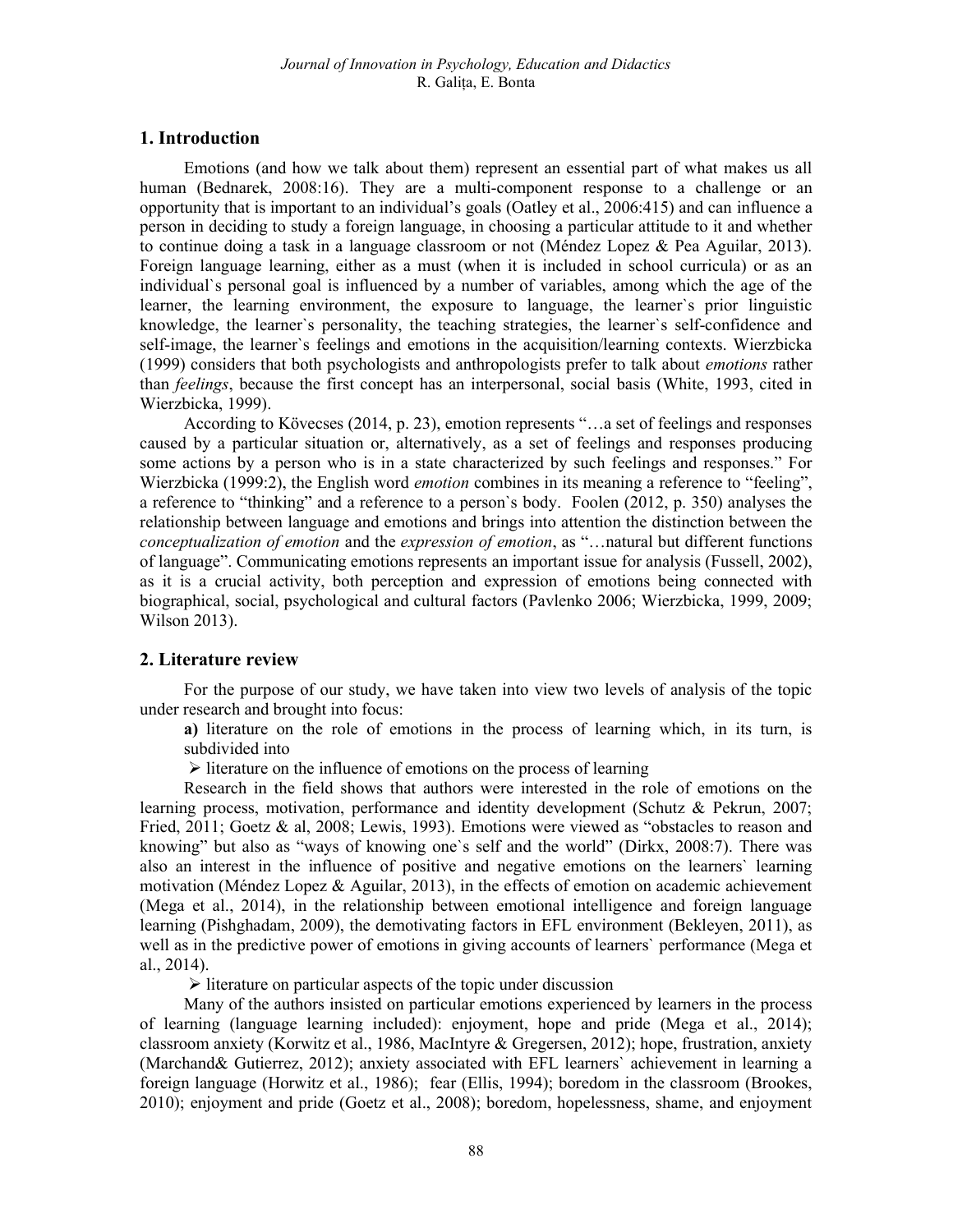## 1. Introduction

Emotions (and how we talk about them) represent an essential part of what makes us all human (Bednarek, 2008:16). They are a multi-component response to a challenge or an opportunity that is important to an individual's goals (Oatley et al., 2006:415) and can influence a person in deciding to study a foreign language, in choosing a particular attitude to it and whether to continue doing a task in a language classroom or not (Méndez Lopez & Pea Aguilar, 2013). Foreign language learning, either as a must (when it is included in school curricula) or as an individual`s personal goal is influenced by a number of variables, among which the age of the learner, the learning environment, the exposure to language, the learner`s prior linguistic knowledge, the learner`s personality, the teaching strategies, the learner`s self-confidence and self-image, the learner`s feelings and emotions in the acquisition/learning contexts. Wierzbicka (1999) considers that both psychologists and anthropologists prefer to talk about *emotions* rather than *feelings*, because the first concept has an interpersonal, social basis (White, 1993, cited in Wierzbicka, 1999).

According to Kövecses (2014, p. 23), emotion represents "…a set of feelings and responses caused by a particular situation or, alternatively, as a set of feelings and responses producing some actions by a person who is in a state characterized by such feelings and responses." For Wierzbicka (1999:2), the English word *emotion* combines in its meaning a reference to "feeling", a reference to "thinking" and a reference to a person`s body. Foolen (2012, p. 350) analyses the relationship between language and emotions and brings into attention the distinction between the *conceptualization of emotion* and the *expression of emotion*, as "…natural but different functions of language". Communicating emotions represents an important issue for analysis (Fussell, 2002), as it is a crucial activity, both perception and expression of emotions being connected with biographical, social, psychological and cultural factors (Pavlenko 2006; Wierzbicka, 1999, 2009; Wilson 2013).

## 2. Literature review

For the purpose of our study, we have taken into view two levels of analysis of the topic under research and brought into focus:

**a)** literature on the role of emotions in the process of learning which, in its turn, is subdivided into

➢ literature on the influence of emotions on the process of learning

Research in the field shows that authors were interested in the role of emotions on the learning process, motivation, performance and identity development (Schutz & Pekrun, 2007; Fried, 2011; Goetz & al, 2008; Lewis, 1993). Emotions were viewed as "obstacles to reason and knowing" but also as "ways of knowing one`s self and the world" (Dirkx, 2008:7). There was also an interest in the influence of positive and negative emotions on the learners` learning motivation (Méndez Lopez & Aguilar, 2013), in the effects of emotion on academic achievement (Mega et al., 2014), in the relationship between emotional intelligence and foreign language learning (Pishghadam, 2009), the demotivating factors in EFL environment (Bekleyen, 2011), as well as in the predictive power of emotions in giving accounts of learners` performance (Mega et al., 2014).

➢ literature on particular aspects of the topic under discussion

Many of the authors insisted on particular emotions experienced by learners in the process of learning (language learning included): enjoyment, hope and pride (Mega et al., 2014); classroom anxiety (Korwitz et al., 1986, MacIntyre & Gregersen, 2012); hope, frustration, anxiety (Marchand& Gutierrez, 2012); anxiety associated with EFL learners` achievement in learning a foreign language (Horwitz et al., 1986); fear (Ellis, 1994); boredom in the classroom (Brookes, 2010); enjoyment and pride (Goetz et al., 2008); boredom, hopelessness, shame, and enjoyment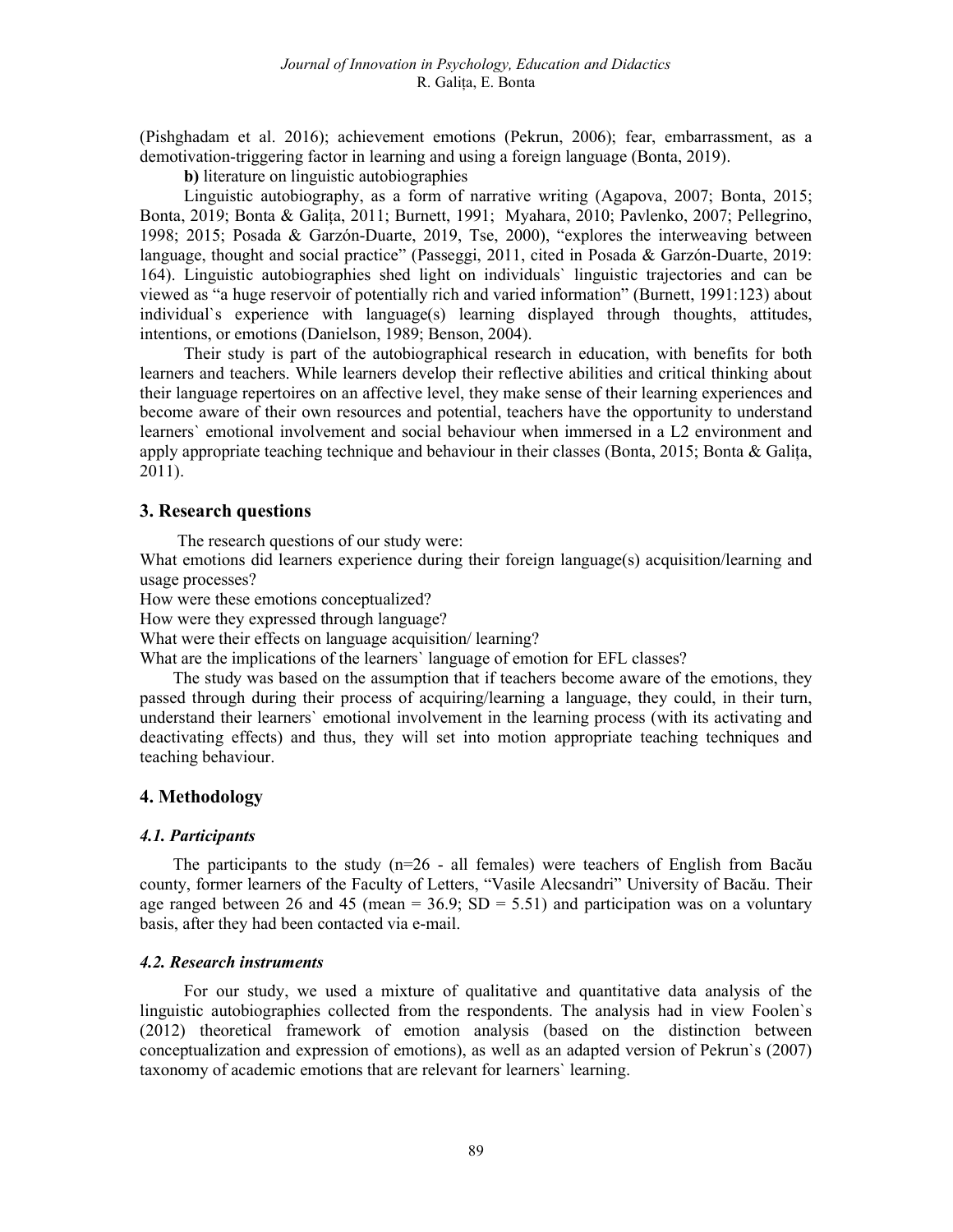(Pishghadam et al. 2016); achievement emotions (Pekrun, 2006); fear, embarrassment, as a demotivation-triggering factor in learning and using a foreign language (Bonta, 2019).

**b)** literature on linguistic autobiographies

Linguistic autobiography, as a form of narrative writing (Agapova, 2007; Bonta, 2015; Bonta, 2019; Bonta & Galița, 2011; Burnett, 1991; Myahara, 2010; Pavlenko, 2007; Pellegrino, 1998; 2015; Posada & Garzón-Duarte, 2019, Tse, 2000), "explores the interweaving between language, thought and social practice" (Passeggi, 2011, cited in Posada & Garzón-Duarte, 2019: 164). Linguistic autobiographies shed light on individuals` linguistic trajectories and can be viewed as "a huge reservoir of potentially rich and varied information" (Burnett, 1991:123) about individual`s experience with language(s) learning displayed through thoughts, attitudes, intentions, or emotions (Danielson, 1989; Benson, 2004).

Their study is part of the autobiographical research in education, with benefits for both learners and teachers. While learners develop their reflective abilities and critical thinking about their language repertoires on an affective level, they make sense of their learning experiences and become aware of their own resources and potential, teachers have the opportunity to understand learners` emotional involvement and social behaviour when immersed in a L2 environment and apply appropriate teaching technique and behaviour in their classes (Bonta, 2015; Bonta & Galița, 2011).

## 3. Research questions

The research questions of our study were:

What emotions did learners experience during their foreign language(s) acquisition/learning and usage processes?

How were these emotions conceptualized?

How were they expressed through language?

What were their effects on language acquisition/ learning?

What are the implications of the learners` language of emotion for EFL classes?

The study was based on the assumption that if teachers become aware of the emotions, they passed through during their process of acquiring/learning a language, they could, in their turn, understand their learners` emotional involvement in the learning process (with its activating and deactivating effects) and thus, they will set into motion appropriate teaching techniques and teaching behaviour.

## 4. Methodology

### *4.1. Participants*

The participants to the study (n=26 - all females) were teachers of English from Bacău county, former learners of the Faculty of Letters, "Vasile Alecsandri" University of Bacău. Their age ranged between 26 and 45 (mean = 36.9; SD = 5.51) and participation was on a voluntary basis, after they had been contacted via e-mail.

### *4.2. Research instruments*

For our study, we used a mixture of qualitative and quantitative data analysis of the linguistic autobiographies collected from the respondents. The analysis had in view Foolen`s (2012) theoretical framework of emotion analysis (based on the distinction between conceptualization and expression of emotions), as well as an adapted version of Pekrun`s (2007) taxonomy of academic emotions that are relevant for learners` learning.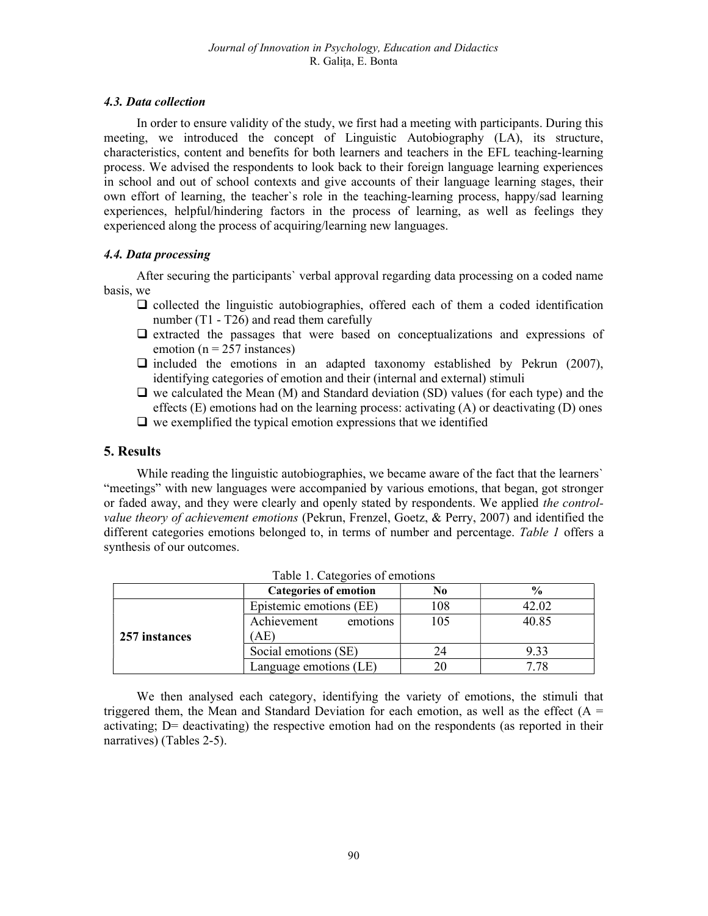### *4.3. Data collection*

In order to ensure validity of the study, we first had a meeting with participants. During this meeting, we introduced the concept of Linguistic Autobiography (LA), its structure, characteristics, content and benefits for both learners and teachers in the EFL teaching-learning process. We advised the respondents to look back to their foreign language learning experiences in school and out of school contexts and give accounts of their language learning stages, their own effort of learning, the teacher`s role in the teaching-learning process, happy/sad learning experiences, helpful/hindering factors in the process of learning, as well as feelings they experienced along the process of acquiring/learning new languages.

### *4.4. Data processing*

After securing the participants` verbal approval regarding data processing on a coded name basis, we

- collected the linguistic autobiographies, offered each of them a coded identification number (T1 - T26) and read them carefully
- extracted the passages that were based on conceptualizations and expressions of emotion (n = 257 instances)
- included the emotions in an adapted taxonomy established by Pekrun (2007), identifying categories of emotion and their (internal and external) stimuli
- we calculated the Mean (M) and Standard deviation (SD) values (for each type) and the effects (E) emotions had on the learning process: activating (A) or deactivating (D) ones
- we exemplified the typical emotion expressions that we identified

## 5. Results

While reading the linguistic autobiographies, we became aware of the fact that the learners` "meetings" with new languages were accompanied by various emotions, that began, got stronger or faded away, and they were clearly and openly stated by respondents. We applied *the control-value theory of achievement emotions* (Pekrun, Frenzel, Goetz, & Perry, 2007) and identified the different categories emotions belonged to, in terms of number and percentage. *Table 1* offers a synthesis of our outcomes.

Table 1. Categories of emotions

| | Categories of emotion | No | % |
|---|---|---|---|
| 257 instances | Epistemic emotions (EE) | 108 | 42.02 |
| | Achievement emotions (AE) | 105 | 40.85 |
| | Social emotions (SE) | 24 | 9.33 |
| | Language emotions (LE) | 20 | 7.78 |

We then analysed each category, identifying the variety of emotions, the stimuli that triggered them, the Mean and Standard Deviation for each emotion, as well as the effect (A = activating; D= deactivating) the respective emotion had on the respondents (as reported in their narratives) (Tables 2-5).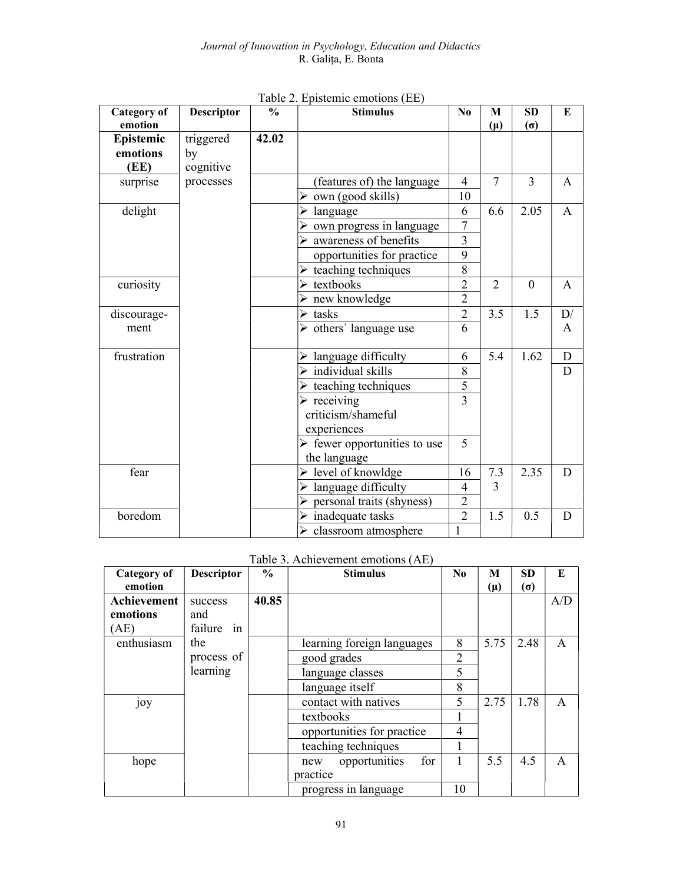Table 2. Epistemic emotions (EE)

| Category of emotion | Descriptor | % | Stimulus | No | M (μ) | SD (σ) | E |
|---|---|---|---|---|---|---|---|
| **Epistemic emotions (EE)** | triggered by cognitive processes | **42.02** | | | | | |
| surprise | | | (features of) the language | 4 | 7 | 3 | A |
| | | | ➢ own (good skills) | 10 | | | |
| delight | | | ➢ language | 6 | 6.6 | 2.05 | A |
| | | | ➢ own progress in language | 7 | | | |
| | | | ➢ awareness of benefits | 3 | | | |
| | | | opportunities for practice | 9 | | | |
| | | | ➢ teaching techniques | 8 | | | |
| curiosity | | | ➢ textbooks | 2 | 2 | 0 | A |
| | | | ➢ new knowledge | 2 | | | |
| discourage-ment | | | ➢ tasks | 2 | 3.5 | 1.5 | D/A |
| | | | ➢ others` language use | 6 | | | |
| frustration | | | ➢ language difficulty | 6 | 5.4 | 1.62 | D |
| | | | ➢ individual skills | 8 | | | D |
| | | | ➢ teaching techniques | 5 | | | |
| | | | ➢ receiving criticism/shameful experiences | 3 | | | |
| | | | ➢ fewer opportunities to use the language | 5 | | | |
| fear | | | ➢ level of knowldge | 16 | 7.33 | 2.35 | D |
| | | | ➢ language difficulty | 4 | | | |
| | | | ➢ personal traits (shyness) | 2 | | | |
| boredom | | | ➢ inadequate tasks | 2 | 1.5 | 0.5 | D |
| | | | ➢ classroom atmosphere | 1 | | | |

Table 3. Achievement emotions (AE)

| Category of emotion | Descriptor | % | Stimulus | No | M (μ) | SD (σ) | E |
|---|---|---|---|---|---|---|---|
| **Achievement emotions** (AE) | success and failure in the process of learning | **40.85** | | | | | A/D |
| enthusiasm | | | learning foreign languages | 8 | 5.75 | 2.48 | A |
| | | | good grades | 2 | | | |
| | | | language classes | 5 | | | |
| | | | language itself | 8 | | | |
| joy | | | contact with natives | 5 | 2.75 | 1.78 | A |
| | | | textbooks | 1 | | | |
| | | | opportunities for practice | 4 | | | |
| | | | teaching techniques | 1 | | | |
| hope | | | new opportunities for practice | 1 | 5.5 | 4.5 | A |
| | | | progress in language | 10 | | | |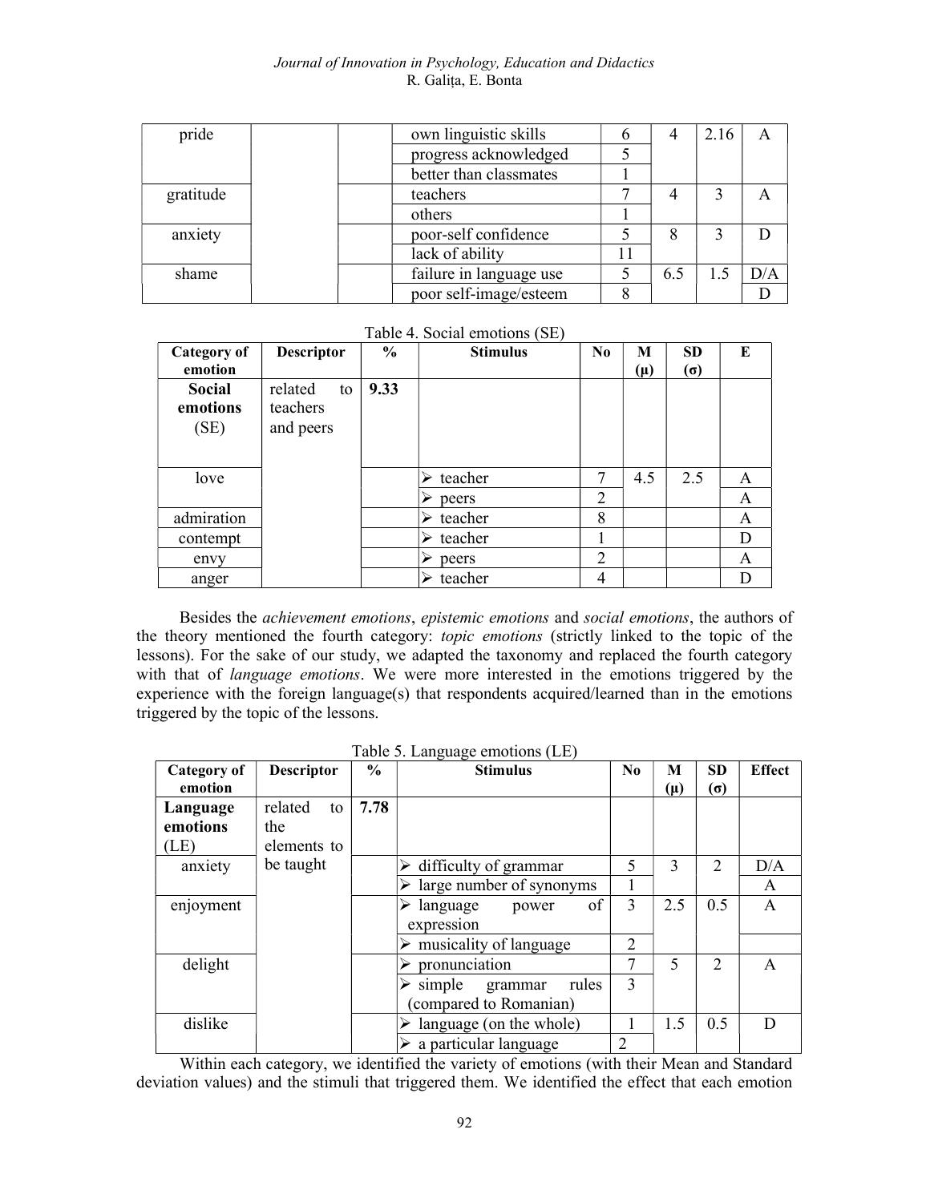| pride | | | own linguistic skills | 6 | 4 | 2.16 | A |
|---|---|---|---|---|---|---|---|
| | | | progress acknowledged | 5 | | | |
| | | | better than classmates | 1 | | | |
| gratitude | | | teachers | 7 | 4 | 3 | A |
| | | | others | 1 | | | |
| anxiety | | | poor-self confidence | 5 | 8 | 3 | D |
| | | | lack of ability | 11 | | | |
| shame | | | failure in language use | 5 | 6.5 | 1.5 | D/A |
| | | | poor self-image/esteem | 8 | | | D |

Table 4. Social emotions (SE)

| Category of emotion | Descriptor | % | Stimulus | No | M (μ) | SD (σ) | E |
|---|---|---|---|---|---|---|---|
| **Social emotions** (SE) | related to teachers and peers | **9.33** | | | | | |
| love | | | ➢ teacher | 7 | 4.5 | 2.5 | A |
| | | | ➢ peers | 2 | | | A |
| admiration | | | ➢ teacher | 8 | | | A |
| contempt | | | ➢ teacher | 1 | | | D |
| envy | | | ➢ peers | 2 | | | A |
| anger | | | ➢ teacher | 4 | | | D |

Besides the *achievement emotions*, *epistemic emotions* and *social emotions*, the authors of the theory mentioned the fourth category: *topic emotions* (strictly linked to the topic of the lessons). For the sake of our study, we adapted the taxonomy and replaced the fourth category with that of *language emotions*. We were more interested in the emotions triggered by the experience with the foreign language(s) that respondents acquired/learned than in the emotions triggered by the topic of the lessons.

Table 5. Language emotions (LE)

| Category of emotion | Descriptor | % | Stimulus | No | M (μ) | SD (σ) | Effect |
|---|---|---|---|---|---|---|---|
| **Language emotions** (LE) | related to the elements to be taught | **7.78** | | | | | |
| anxiety | | | ➢ difficulty of grammar | 5 | 3 | 2 | D/A |
| | | | ➢ large number of synonyms | 1 | | | A |
| enjoyment | | | ➢ language power of expression | 3 | 2.5 | 0.5 | A |
| | | | ➢ musicality of language | 2 | | | |
| delight | | | ➢ pronunciation | 7 | 5 | 2 | A |
| | | | ➢ simple grammar rules (compared to Romanian) | 3 | | | |
| dislike | | | ➢ language (on the whole) | 1 | 1.5 | 0.5 | D |
| | | | ➢ a particular language | 2 | | | |

Within each category, we identified the variety of emotions (with their Mean and Standard deviation values) and the stimuli that triggered them. We identified the effect that each emotion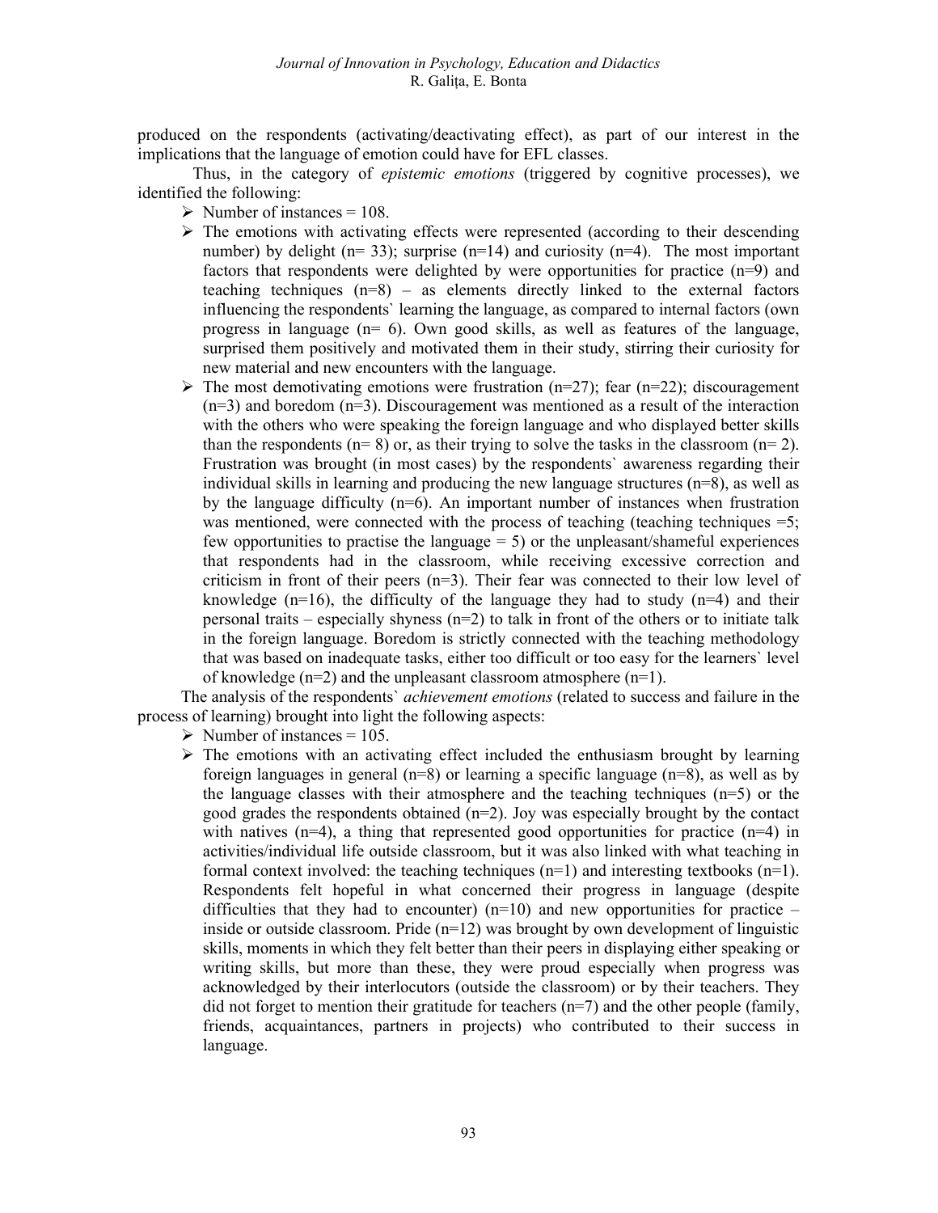produced on the respondents (activating/deactivating effect), as part of our interest in the implications that the language of emotion could have for EFL classes.

Thus, in the category of *epistemic emotions* (triggered by cognitive processes), we identified the following:

- Number of instances = 108.
- The emotions with activating effects were represented (according to their descending number) by delight (n= 33); surprise (n=14) and curiosity (n=4). The most important factors that respondents were delighted by were opportunities for practice (n=9) and teaching techniques (n=8) – as elements directly linked to the external factors influencing the respondents` learning the language, as compared to internal factors (own progress in language (n= 6). Own good skills, as well as features of the language, surprised them positively and motivated them in their study, stirring their curiosity for new material and new encounters with the language.
- The most demotivating emotions were frustration (n=27); fear (n=22); discouragement (n=3) and boredom (n=3). Discouragement was mentioned as a result of the interaction with the others who were speaking the foreign language and who displayed better skills than the respondents (n= 8) or, as their trying to solve the tasks in the classroom (n= 2). Frustration was brought (in most cases) by the respondents` awareness regarding their individual skills in learning and producing the new language structures (n=8), as well as by the language difficulty (n=6). An important number of instances when frustration was mentioned, were connected with the process of teaching (teaching techniques =5; few opportunities to practise the language = 5) or the unpleasant/shameful experiences that respondents had in the classroom, while receiving excessive correction and criticism in front of their peers (n=3). Their fear was connected to their low level of knowledge (n=16), the difficulty of the language they had to study (n=4) and their personal traits – especially shyness (n=2) to talk in front of the others or to initiate talk in the foreign language. Boredom is strictly connected with the teaching methodology that was based on inadequate tasks, either too difficult or too easy for the learners` level of knowledge (n=2) and the unpleasant classroom atmosphere (n=1).

The analysis of the respondents` *achievement emotions* (related to success and failure in the process of learning) brought into light the following aspects:

- Number of instances = 105.
- The emotions with an activating effect included the enthusiasm brought by learning foreign languages in general (n=8) or learning a specific language (n=8), as well as by the language classes with their atmosphere and the teaching techniques (n=5) or the good grades the respondents obtained (n=2). Joy was especially brought by the contact with natives (n=4), a thing that represented good opportunities for practice (n=4) in activities/individual life outside classroom, but it was also linked with what teaching in formal context involved: the teaching techniques (n=1) and interesting textbooks (n=1). Respondents felt hopeful in what concerned their progress in language (despite difficulties that they had to encounter) (n=10) and new opportunities for practice – inside or outside classroom. Pride (n=12) was brought by own development of linguistic skills, moments in which they felt better than their peers in displaying either speaking or writing skills, but more than these, they were proud especially when progress was acknowledged by their interlocutors (outside the classroom) or by their teachers. They did not forget to mention their gratitude for teachers (n=7) and the other people (family, friends, acquaintances, partners in projects) who contributed to their success in language.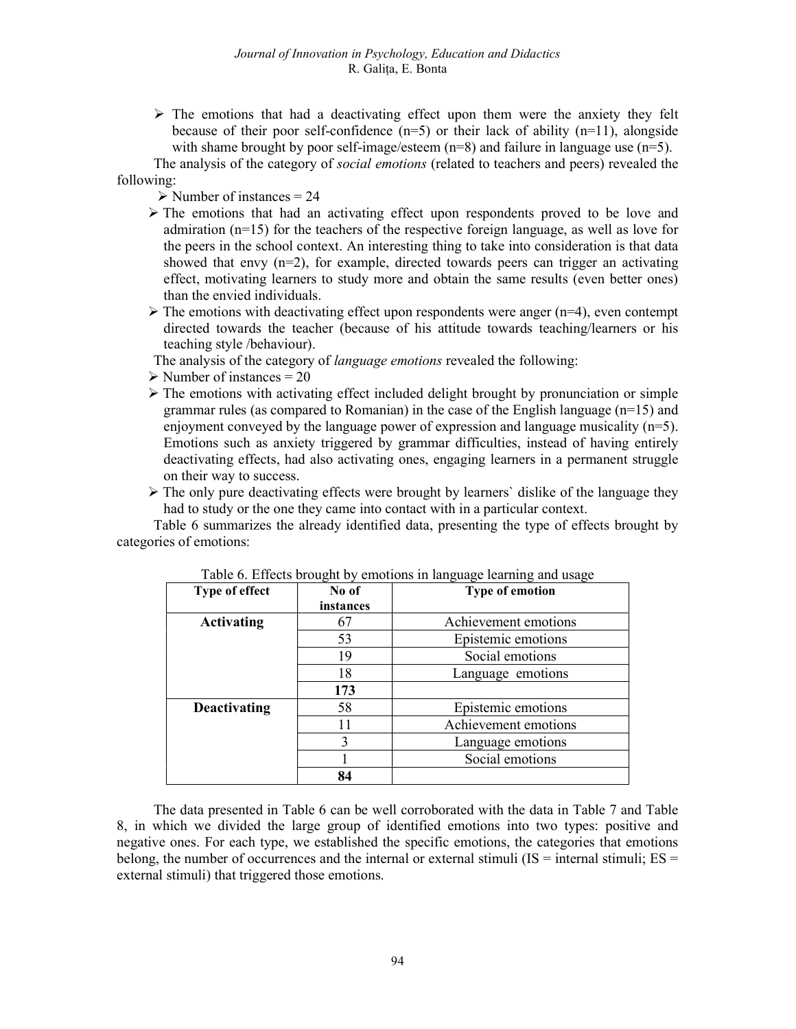- The emotions that had a deactivating effect upon them were the anxiety they felt because of their poor self-confidence (n=5) or their lack of ability (n=11), alongside with shame brought by poor self-image/esteem (n=8) and failure in language use (n=5).

The analysis of the category of *social emotions* (related to teachers and peers) revealed the following:

- Number of instances = 24
- The emotions that had an activating effect upon respondents proved to be love and admiration (n=15) for the teachers of the respective foreign language, as well as love for the peers in the school context. An interesting thing to take into consideration is that data showed that envy (n=2), for example, directed towards peers can trigger an activating effect, motivating learners to study more and obtain the same results (even better ones) than the envied individuals.
- The emotions with deactivating effect upon respondents were anger (n=4), even contempt directed towards the teacher (because of his attitude towards teaching/learners or his teaching style /behaviour).

The analysis of the category of *language emotions* revealed the following:

- Number of instances = 20
- The emotions with activating effect included delight brought by pronunciation or simple grammar rules (as compared to Romanian) in the case of the English language (n=15) and enjoyment conveyed by the language power of expression and language musicality (n=5). Emotions such as anxiety triggered by grammar difficulties, instead of having entirely deactivating effects, had also activating ones, engaging learners in a permanent struggle on their way to success.
- The only pure deactivating effects were brought by learners` dislike of the language they had to study or the one they came into contact with in a particular context.

Table 6 summarizes the already identified data, presenting the type of effects brought by categories of emotions:

Table 6. Effects brought by emotions in language learning and usage

| Type of effect | No of instances | Type of emotion |
|---|---|---|
| **Activating** | 67 | Achievement emotions |
| | 53 | Epistemic emotions |
| | 19 | Social emotions |
| | 18 | Language emotions |
| | **173** | |
| **Deactivating** | 58 | Epistemic emotions |
| | 11 | Achievement emotions |
| | 3 | Language emotions |
| | 1 | Social emotions |
| | **84** | |

The data presented in Table 6 can be well corroborated with the data in Table 7 and Table 8, in which we divided the large group of identified emotions into two types: positive and negative ones. For each type, we established the specific emotions, the categories that emotions belong, the number of occurrences and the internal or external stimuli (IS = internal stimuli; ES = external stimuli) that triggered those emotions.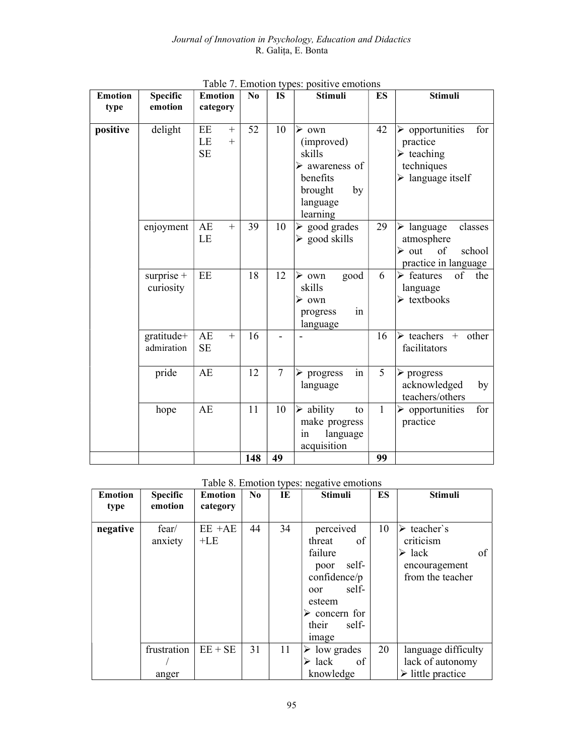Table 7. Emotion types: positive emotions

| Emotion type | Specific emotion | Emotion category | No | IS | Stimuli | ES | Stimuli |
|---|---|---|---|---|---|---|---|
| positive | delight | EE + LE + SE | 52 | 10 | ➢ own (improved) skills ➢ awareness of benefits brought by language learning | 42 | ➢ opportunities for practice ➢ teaching techniques ➢ language itself |
| | enjoyment | AE + LE | 39 | 10 | ➢ good grades ➢ good skills | 29 | ➢ language classes atmosphere ➢ out of school practice in language |
| | surprise + curiosity | EE | 18 | 12 | ➢ own good skills ➢ own progress in language | 6 | ➢ features of the language ➢ textbooks |
| | gratitude+ admiration | AE + SE | 16 | - | - | 16 | ➢ teachers + other facilitators |
| | pride | AE | 12 | 7 | ➢ progress in language | 5 | ➢ progress acknowledged by teachers/others |
| | hope | AE | 11 | 10 | ➢ ability to make progress in language acquisition | 1 | ➢ opportunities for practice |
| | | | **148** | **49** | | **99** | |

Table 8. Emotion types: negative emotions

| Emotion type | Specific emotion | Emotion category | No | IE | Stimuli | ES | Stimuli |
|---|---|---|---|---|---|---|---|
| negative | fear/ anxiety | EE +AE +LE | 44 | 34 | perceived threat of failure poor self-confidence/poor self-esteem ➢ concern for their self-image | 10 | ➢ teacher`s criticism ➢ lack of encouragement from the teacher |
| | frustration / anger | EE + SE | 31 | 11 | ➢ low grades ➢ lack of knowledge | 20 | language difficulty lack of autonomy ➢ little practice |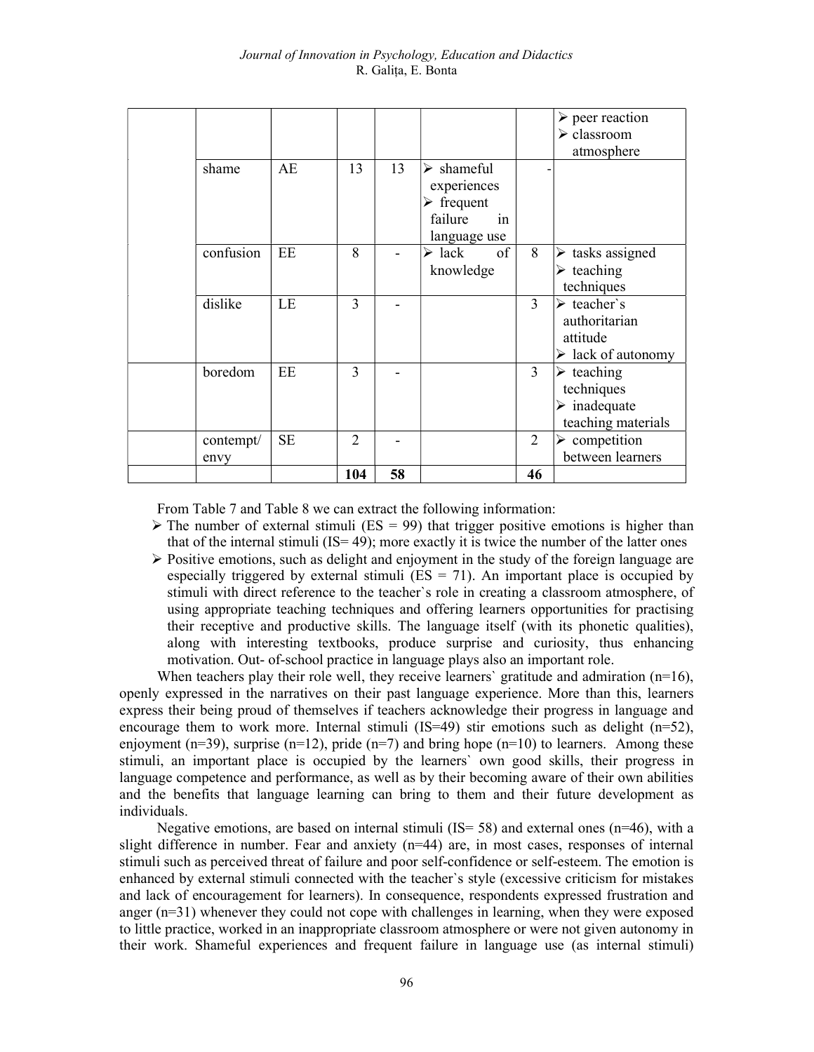| | | | | | | | |
|---|---|---|---|---|---|---|---|
| | | | | | | | ➢ peer reaction<br>➢ classroom atmosphere |
| | shame | AE | 13 | 13 | ➢ shameful experiences<br>➢ frequent failure in language use | - | |
| | confusion | EE | 8 | - | ➢ lack of knowledge | 8 | ➢ tasks assigned<br>➢ teaching techniques |
| | dislike | LE | 3 | - | | 3 | ➢ teacher`s authoritarian attitude<br>➢ lack of autonomy |
| | boredom | EE | 3 | - | | 3 | ➢ teaching techniques<br>➢ inadequate teaching materials |
| | contempt/ envy | SE | 2 | - | | 2 | ➢ competition between learners |
| | | | **104** | **58** | | **46** | |

From Table 7 and Table 8 we can extract the following information:

- The number of external stimuli (ES = 99) that trigger positive emotions is higher than that of the internal stimuli (IS= 49); more exactly it is twice the number of the latter ones
- Positive emotions, such as delight and enjoyment in the study of the foreign language are especially triggered by external stimuli (ES = 71). An important place is occupied by stimuli with direct reference to the teacher`s role in creating a classroom atmosphere, of using appropriate teaching techniques and offering learners opportunities for practising their receptive and productive skills. The language itself (with its phonetic qualities), along with interesting textbooks, produce surprise and curiosity, thus enhancing motivation. Out- of-school practice in language plays also an important role.

When teachers play their role well, they receive learners` gratitude and admiration (n=16), openly expressed in the narratives on their past language experience. More than this, learners express their being proud of themselves if teachers acknowledge their progress in language and encourage them to work more. Internal stimuli (IS=49) stir emotions such as delight (n=52), enjoyment (n=39), surprise (n=12), pride (n=7) and bring hope (n=10) to learners. Among these stimuli, an important place is occupied by the learners` own good skills, their progress in language competence and performance, as well as by their becoming aware of their own abilities and the benefits that language learning can bring to them and their future development as individuals.

Negative emotions, are based on internal stimuli (IS= 58) and external ones (n=46), with a slight difference in number. Fear and anxiety (n=44) are, in most cases, responses of internal stimuli such as perceived threat of failure and poor self-confidence or self-esteem. The emotion is enhanced by external stimuli connected with the teacher`s style (excessive criticism for mistakes and lack of encouragement for learners). In consequence, respondents expressed frustration and anger (n=31) whenever they could not cope with challenges in learning, when they were exposed to little practice, worked in an inappropriate classroom atmosphere or were not given autonomy in their work. Shameful experiences and frequent failure in language use (as internal stimuli)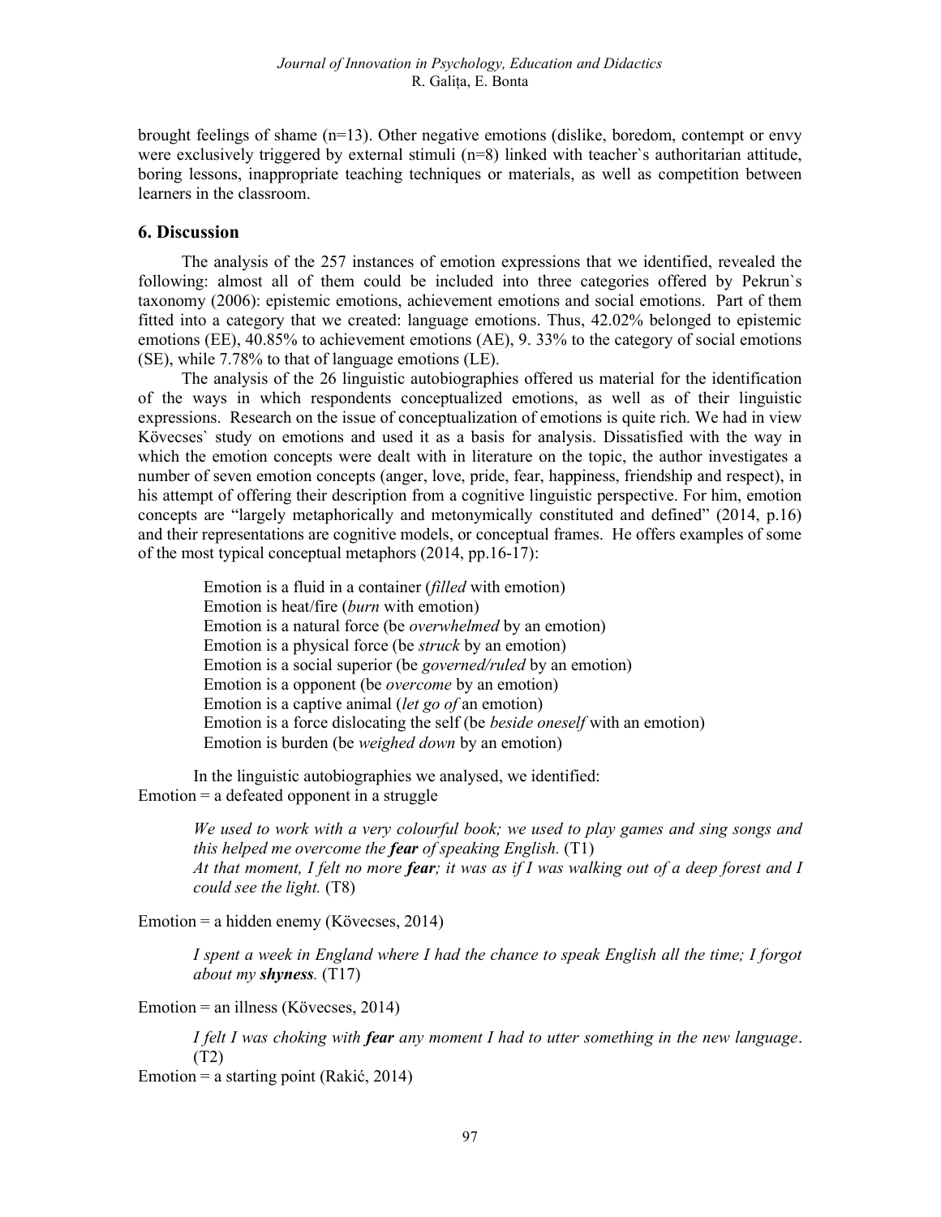brought feelings of shame (n=13). Other negative emotions (dislike, boredom, contempt or envy were exclusively triggered by external stimuli (n=8) linked with teacher`s authoritarian attitude, boring lessons, inappropriate teaching techniques or materials, as well as competition between learners in the classroom.

## 6. Discussion

The analysis of the 257 instances of emotion expressions that we identified, revealed the following: almost all of them could be included into three categories offered by Pekrun`s taxonomy (2006): epistemic emotions, achievement emotions and social emotions. Part of them fitted into a category that we created: language emotions. Thus, 42.02% belonged to epistemic emotions (EE), 40.85% to achievement emotions (AE), 9. 33% to the category of social emotions (SE), while 7.78% to that of language emotions (LE).

The analysis of the 26 linguistic autobiographies offered us material for the identification of the ways in which respondents conceptualized emotions, as well as of their linguistic expressions. Research on the issue of conceptualization of emotions is quite rich. We had in view Kövecses` study on emotions and used it as a basis for analysis. Dissatisfied with the way in which the emotion concepts were dealt with in literature on the topic, the author investigates a number of seven emotion concepts (anger, love, pride, fear, happiness, friendship and respect), in his attempt of offering their description from a cognitive linguistic perspective. For him, emotion concepts are "largely metaphorically and metonymically constituted and defined" (2014, p.16) and their representations are cognitive models, or conceptual frames. He offers examples of some of the most typical conceptual metaphors (2014, pp.16-17):

Emotion is a fluid in a container (*filled* with emotion)
Emotion is heat/fire (*burn* with emotion)
Emotion is a natural force (be *overwhelmed* by an emotion)
Emotion is a physical force (be *struck* by an emotion)
Emotion is a social superior (be *governed/ruled* by an emotion)
Emotion is a opponent (be *overcome* by an emotion)
Emotion is a captive animal (*let go of* an emotion)
Emotion is a force dislocating the self (be *beside oneself* with an emotion)
Emotion is burden (be *weighed down* by an emotion)

In the linguistic autobiographies we analysed, we identified:
Emotion = a defeated opponent in a struggle

> *We used to work with a very colourful book; we used to play games and sing songs and this helped me overcome the* ***fear*** *of speaking English.* (T1)
> *At that moment, I felt no more* ***fear****; it was as if I was walking out of a deep forest and I could see the light.* (T8)

Emotion = a hidden enemy (Kövecses, 2014)

> *I spent a week in England where I had the chance to speak English all the time; I forgot about my* ***shyness****.* (T17)

Emotion = an illness (Kövecses, 2014)

> *I felt I was choking with* ***fear*** *any moment I had to utter something in the new language*. (T2)

Emotion = a starting point (Rakić, 2014)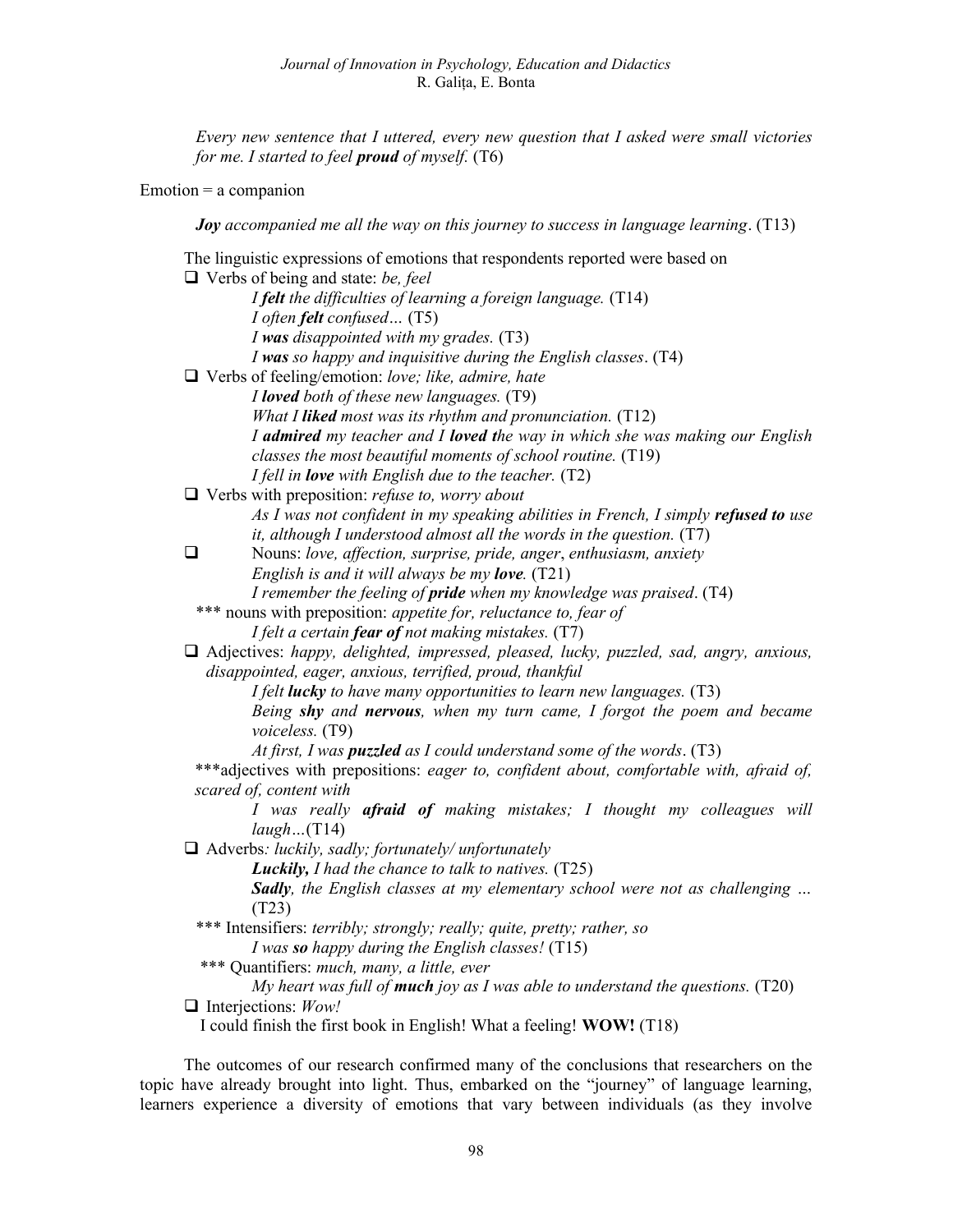*Every new sentence that I uttered, every new question that I asked were small victories for me. I started to feel **proud** of myself.* (T6)

Emotion = a companion

> ***Joy** accompanied me all the way on this journey to success in language learning*. (T13)

The linguistic expressions of emotions that respondents reported were based on

- Verbs of being and state: *be, feel*
  - *I **felt** the difficulties of learning a foreign language.* (T14)
  - *I often **felt** confused…* (T5)
  - *I **was** disappointed with my grades.* (T3)
  - *I **was** so happy and inquisitive during the English classes*. (T4)
- Verbs of feeling/emotion: *love; like, admire, hate*
  - *I **loved** both of these new languages.* (T9)
  - *What I **liked** most was its rhythm and pronunciation.* (T12)
  - *I **admired** my teacher and I **loved t**he way in which she was making our English classes the most beautiful moments of school routine.* (T19)
  - *I fell in **love** with English due to the teacher.* (T2)
- Verbs with preposition: *refuse to, worry about*
  - *As I was not confident in my speaking abilities in French, I simply **refused to** use it, although I understood almost all the words in the question.* (T7)
- Nouns: *love, affection, surprise, pride, anger*, *enthusiasm, anxiety*
  - *English is and it will always be my **love**.* (T21)
  - *I remember the feeling of **pride** when my knowledge was praised*. (T4)

  \*\*\* nouns with preposition: *appetite for, reluctance to, fear of*
  - *I felt a certain **fear of** not making mistakes.* (T7)
- Adjectives: *happy, delighted, impressed, pleased, lucky, puzzled, sad, angry, anxious, disappointed, eager, anxious, terrified, proud, thankful*
  - *I felt **lucky** to have many opportunities to learn new languages.* (T3)
  - *Being **shy** and **nervous**, when my turn came, I forgot the poem and became voiceless.* (T9)
  - *At first, I was **puzzled** as I could understand some of the words*. (T3)

  \*\*\*adjectives with prepositions: *eager to, confident about, comfortable with, afraid of, scared of, content with*
  - *I was really **afraid of** making mistakes; I thought my colleagues will laugh…*(T14)
- Adverbs*: luckily, sadly; fortunately/ unfortunately*
  - ***Luckily,** I had the chance to talk to natives.* (T25)
  - ***Sadly**, the English classes at my elementary school were not as challenging …* (T23)

  \*\*\* Intensifiers: *terribly; strongly; really; quite, pretty; rather, so*
  - *I was **so** happy during the English classes!* (T15)

  \*\*\* Quantifiers: *much, many, a little, ever*
  - *My heart was full of **much** joy as I was able to understand the questions.* (T20)
- Interjections: *Wow!*

  I could finish the first book in English! What a feeling! **WOW!** (T18)

The outcomes of our research confirmed many of the conclusions that researchers on the topic have already brought into light. Thus, embarked on the "journey" of language learning, learners experience a diversity of emotions that vary between individuals (as they involve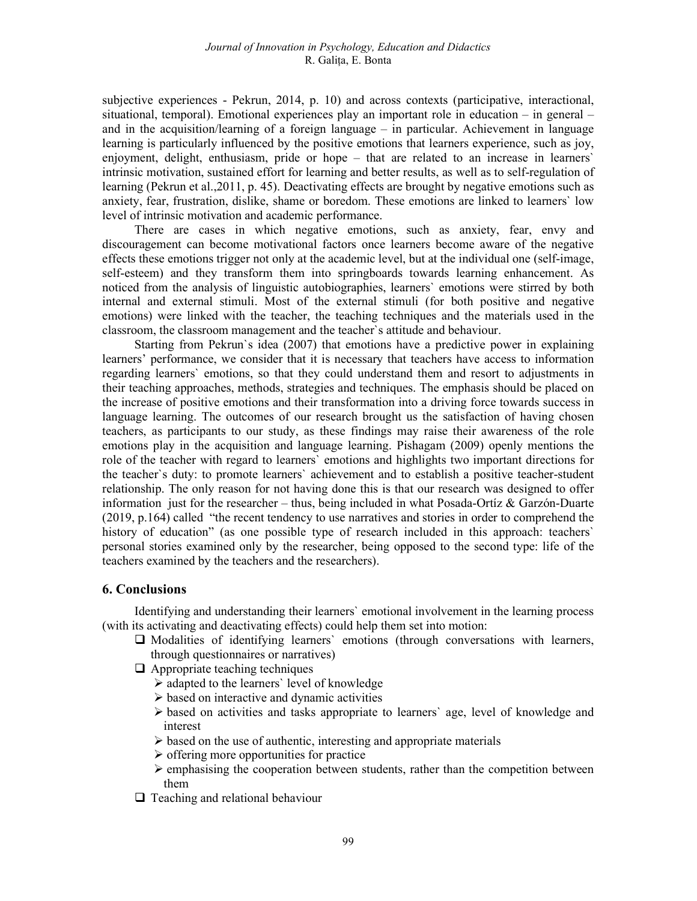subjective experiences - Pekrun, 2014, p. 10) and across contexts (participative, interactional, situational, temporal). Emotional experiences play an important role in education – in general – and in the acquisition/learning of a foreign language – in particular. Achievement in language learning is particularly influenced by the positive emotions that learners experience, such as joy, enjoyment, delight, enthusiasm, pride or hope – that are related to an increase in learners` intrinsic motivation, sustained effort for learning and better results, as well as to self-regulation of learning (Pekrun et al.,2011, p. 45). Deactivating effects are brought by negative emotions such as anxiety, fear, frustration, dislike, shame or boredom. These emotions are linked to learners` low level of intrinsic motivation and academic performance.

There are cases in which negative emotions, such as anxiety, fear, envy and discouragement can become motivational factors once learners become aware of the negative effects these emotions trigger not only at the academic level, but at the individual one (self-image, self-esteem) and they transform them into springboards towards learning enhancement. As noticed from the analysis of linguistic autobiographies, learners` emotions were stirred by both internal and external stimuli. Most of the external stimuli (for both positive and negative emotions) were linked with the teacher, the teaching techniques and the materials used in the classroom, the classroom management and the teacher`s attitude and behaviour.

Starting from Pekrun`s idea (2007) that emotions have a predictive power in explaining learners' performance, we consider that it is necessary that teachers have access to information regarding learners` emotions, so that they could understand them and resort to adjustments in their teaching approaches, methods, strategies and techniques. The emphasis should be placed on the increase of positive emotions and their transformation into a driving force towards success in language learning. The outcomes of our research brought us the satisfaction of having chosen teachers, as participants to our study, as these findings may raise their awareness of the role emotions play in the acquisition and language learning. Pishagam (2009) openly mentions the role of the teacher with regard to learners` emotions and highlights two important directions for the teacher`s duty: to promote learners` achievement and to establish a positive teacher-student relationship. The only reason for not having done this is that our research was designed to offer information just for the researcher – thus, being included in what Posada-Ortíz & Garzón-Duarte (2019, p.164) called "the recent tendency to use narratives and stories in order to comprehend the history of education" (as one possible type of research included in this approach: teachers` personal stories examined only by the researcher, being opposed to the second type: life of the teachers examined by the teachers and the researchers).

## 6. Conclusions

Identifying and understanding their learners` emotional involvement in the learning process (with its activating and deactivating effects) could help them set into motion:

- Modalities of identifying learners` emotions (through conversations with learners, through questionnaires or narratives)
- Appropriate teaching techniques
  - adapted to the learners` level of knowledge
  - based on interactive and dynamic activities
  - based on activities and tasks appropriate to learners` age, level of knowledge and interest
  - based on the use of authentic, interesting and appropriate materials
  - offering more opportunities for practice
  - emphasising the cooperation between students, rather than the competition between them
- Teaching and relational behaviour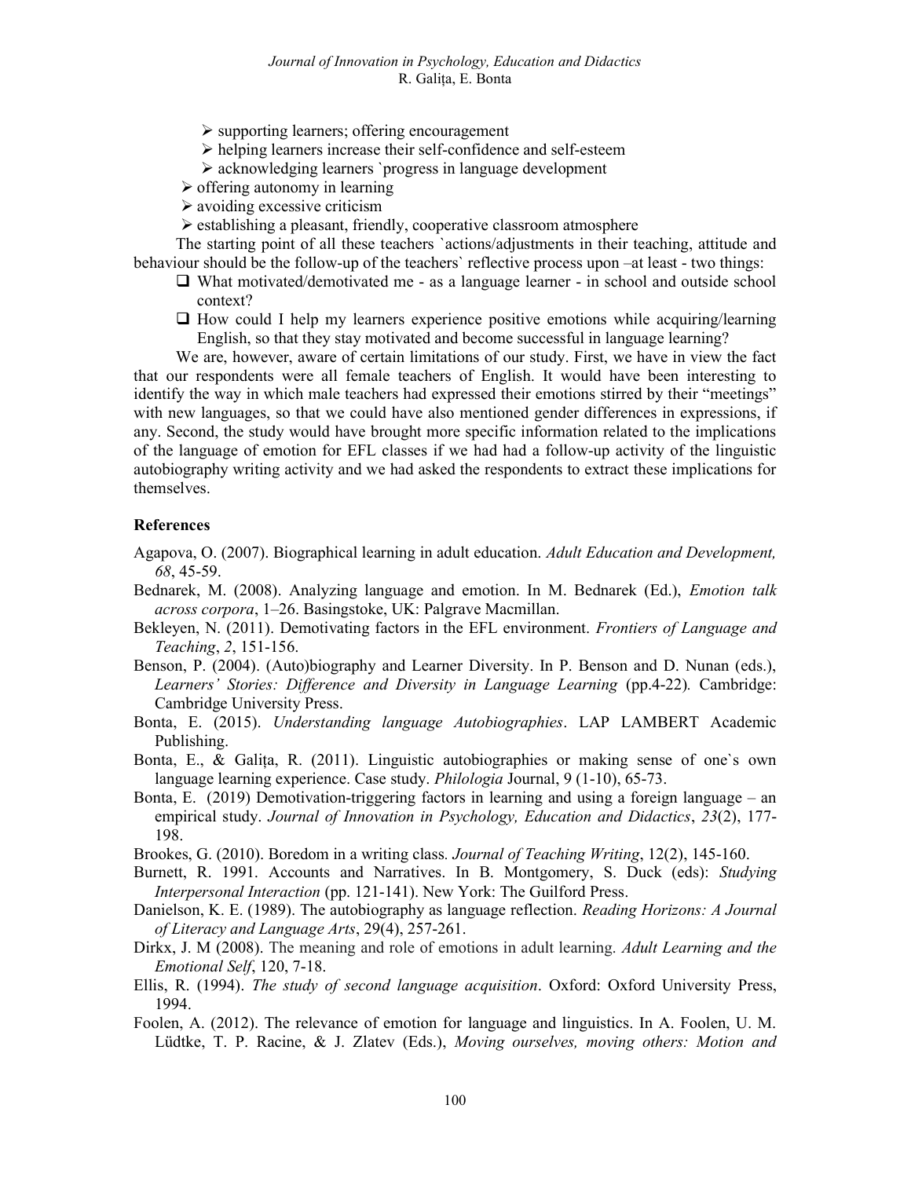- supporting learners; offering encouragement
- helping learners increase their self-confidence and self-esteem
- acknowledging learners `progress in language development
- offering autonomy in learning
- avoiding excessive criticism
- establishing a pleasant, friendly, cooperative classroom atmosphere

The starting point of all these teachers `actions/adjustments in their teaching, attitude and behaviour should be the follow-up of the teachers` reflective process upon –at least - two things:

- What motivated/demotivated me - as a language learner - in school and outside school context?
- How could I help my learners experience positive emotions while acquiring/learning English, so that they stay motivated and become successful in language learning?

We are, however, aware of certain limitations of our study. First, we have in view the fact that our respondents were all female teachers of English. It would have been interesting to identify the way in which male teachers had expressed their emotions stirred by their "meetings" with new languages, so that we could have also mentioned gender differences in expressions, if any. Second, the study would have brought more specific information related to the implications of the language of emotion for EFL classes if we had had a follow-up activity of the linguistic autobiography writing activity and we had asked the respondents to extract these implications for themselves.

## References

Agapova, O. (2007). Biographical learning in adult education. *Adult Education and Development, 68*, 45-59.

Bednarek, M. (2008). Analyzing language and emotion. In M. Bednarek (Ed.), *Emotion talk across corpora*, 1–26. Basingstoke, UK: Palgrave Macmillan.

Bekleyen, N. (2011). Demotivating factors in the EFL environment. *Frontiers of Language and Teaching*, *2*, 151-156.

Benson, P. (2004). (Auto)biography and Learner Diversity. In P. Benson and D. Nunan (eds.), *Learners' Stories: Difference and Diversity in Language Learning* (pp.4-22)*.* Cambridge: Cambridge University Press.

Bonta, E. (2015). *Understanding language Autobiographies*. LAP LAMBERT Academic Publishing.

Bonta, E., & Galița, R. (2011). Linguistic autobiographies or making sense of one`s own language learning experience. Case study. *Philologia* Journal, 9 (1-10), 65-73.

Bonta, E. (2019) Demotivation-triggering factors in learning and using a foreign language – an empirical study. *Journal of Innovation in Psychology, Education and Didactics*, *23*(2), 177-198.

Brookes, G. (2010). Boredom in a writing class*. Journal of Teaching Writing*, 12(2), 145-160.

Burnett, R. 1991. Accounts and Narratives. In B. Montgomery, S. Duck (eds): *Studying Interpersonal Interaction* (pp. 121-141). New York: The Guilford Press.

Danielson, K. E. (1989). The autobiography as language reflection. *Reading Horizons: A Journal of Literacy and Language Arts*, 29(4), 257-261.

Dirkx, J. M (2008). The meaning and role of emotions in adult learning. *Adult Learning and the Emotional Self*, 120, 7-18.

Ellis, R. (1994). *The study of second language acquisition*. Oxford: Oxford University Press, 1994.

Foolen, A. (2012). The relevance of emotion for language and linguistics. In A. Foolen, U. M. Lüdtke, T. P. Racine, & J. Zlatev (Eds.), *Moving ourselves, moving others: Motion and*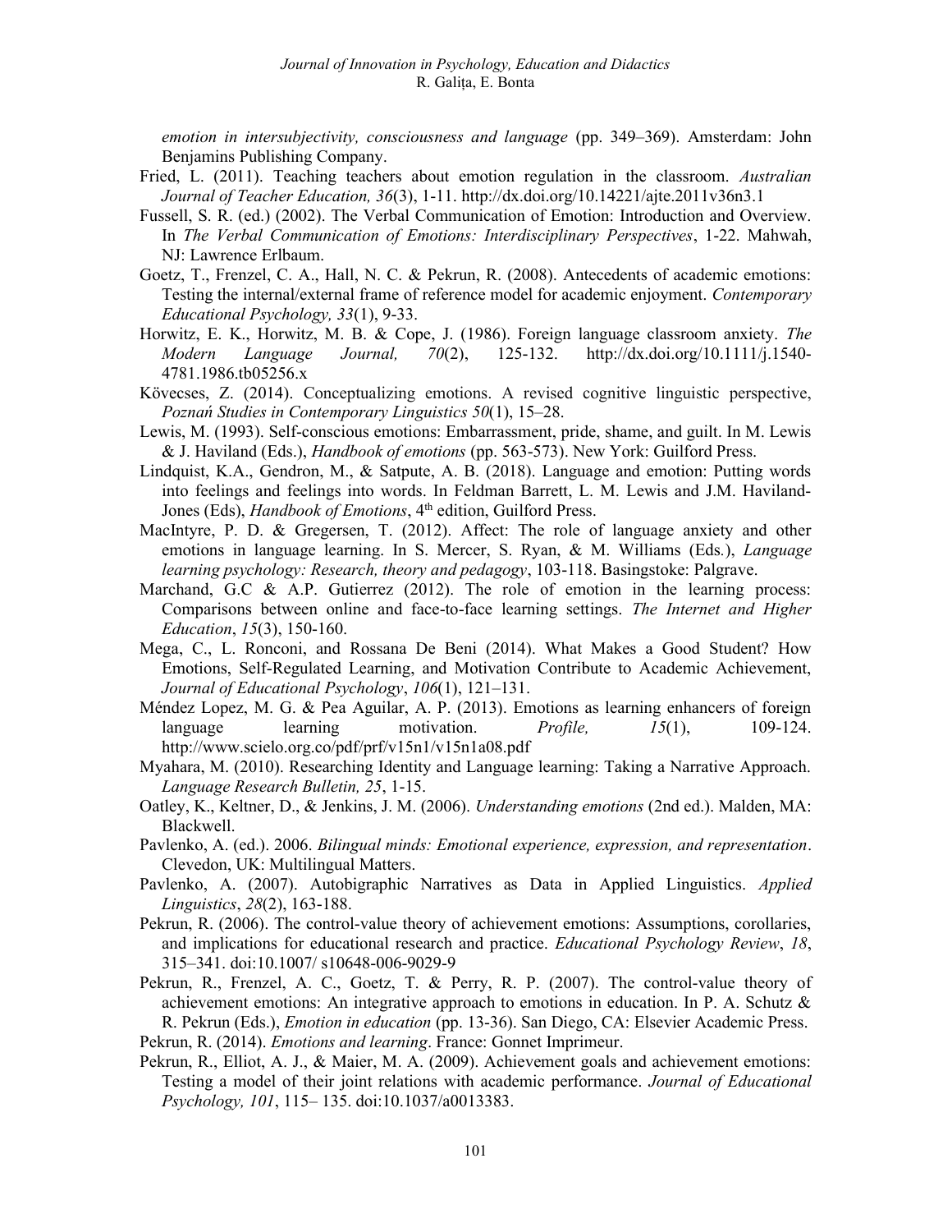*emotion in intersubjectivity, consciousness and language* (pp. 349–369). Amsterdam: John Benjamins Publishing Company.

Fried, L. (2011). Teaching teachers about emotion regulation in the classroom. *Australian Journal of Teacher Education, 36*(3), 1-11. http://dx.doi.org/10.14221/ajte.2011v36n3.1

Fussell, S. R. (ed.) (2002). The Verbal Communication of Emotion: Introduction and Overview. In *The Verbal Communication of Emotions: Interdisciplinary Perspectives*, 1-22. Mahwah, NJ: Lawrence Erlbaum.

Goetz, T., Frenzel, C. A., Hall, N. C. & Pekrun, R. (2008). Antecedents of academic emotions: Testing the internal/external frame of reference model for academic enjoyment. *Contemporary Educational Psychology, 33*(1), 9-33.

Horwitz, E. K., Horwitz, M. B. & Cope, J. (1986). Foreign language classroom anxiety. *The Modern Language Journal, 70*(2), 125-132. http://dx.doi.org/10.1111/j.1540-4781.1986.tb05256.x

Kövecses, Z. (2014). Conceptualizing emotions. A revised cognitive linguistic perspective, *Poznań Studies in Contemporary Linguistics 50*(1), 15–28.

Lewis, M. (1993). Self-conscious emotions: Embarrassment, pride, shame, and guilt. In M. Lewis & J. Haviland (Eds.), *Handbook of emotions* (pp. 563-573). New York: Guilford Press.

Lindquist, K.A., Gendron, M., & Satpute, A. B. (2018). Language and emotion: Putting words into feelings and feelings into words. In Feldman Barrett, L. M. Lewis and J.M. Haviland-Jones (Eds), *Handbook of Emotions*, 4th edition, Guilford Press.

MacIntyre, P. D. & Gregersen, T. (2012). Affect: The role of language anxiety and other emotions in language learning. In S. Mercer, S. Ryan, & M. Williams (Eds.), *Language learning psychology: Research, theory and pedagogy*, 103-118. Basingstoke: Palgrave.

Marchand, G.C & A.P. Gutierrez (2012). The role of emotion in the learning process: Comparisons between online and face-to-face learning settings. *The Internet and Higher Education*, *15*(3), 150-160.

Mega, C., L. Ronconi, and Rossana De Beni (2014). What Makes a Good Student? How Emotions, Self-Regulated Learning, and Motivation Contribute to Academic Achievement, *Journal of Educational Psychology*, *106*(1), 121–131.

Méndez Lopez, M. G. & Pea Aguilar, A. P. (2013). Emotions as learning enhancers of foreign language learning motivation. *Profile, 15*(1), 109-124. http://www.scielo.org.co/pdf/prf/v15n1/v15n1a08.pdf

Myahara, M. (2010). Researching Identity and Language learning: Taking a Narrative Approach. *Language Research Bulletin, 25*, 1-15.

Oatley, K., Keltner, D., & Jenkins, J. M. (2006). *Understanding emotions* (2nd ed.). Malden, MA: Blackwell.

Pavlenko, A. (ed.). 2006. *Bilingual minds: Emotional experience, expression, and representation*. Clevedon, UK: Multilingual Matters.

Pavlenko, A. (2007). Autobigraphic Narratives as Data in Applied Linguistics. *Applied Linguistics*, *28*(2), 163-188.

Pekrun, R. (2006). The control-value theory of achievement emotions: Assumptions, corollaries, and implications for educational research and practice. *Educational Psychology Review*, *18*, 315–341. doi:10.1007/ s10648-006-9029-9

Pekrun, R., Frenzel, A. C., Goetz, T. & Perry, R. P. (2007). The control-value theory of achievement emotions: An integrative approach to emotions in education. In P. A. Schutz & R. Pekrun (Eds.), *Emotion in education* (pp. 13-36). San Diego, CA: Elsevier Academic Press.

Pekrun, R. (2014). *Emotions and learning*. France: Gonnet Imprimeur.

Pekrun, R., Elliot, A. J., & Maier, M. A. (2009). Achievement goals and achievement emotions: Testing a model of their joint relations with academic performance. *Journal of Educational Psychology, 101*, 115– 135. doi:10.1037/a0013383.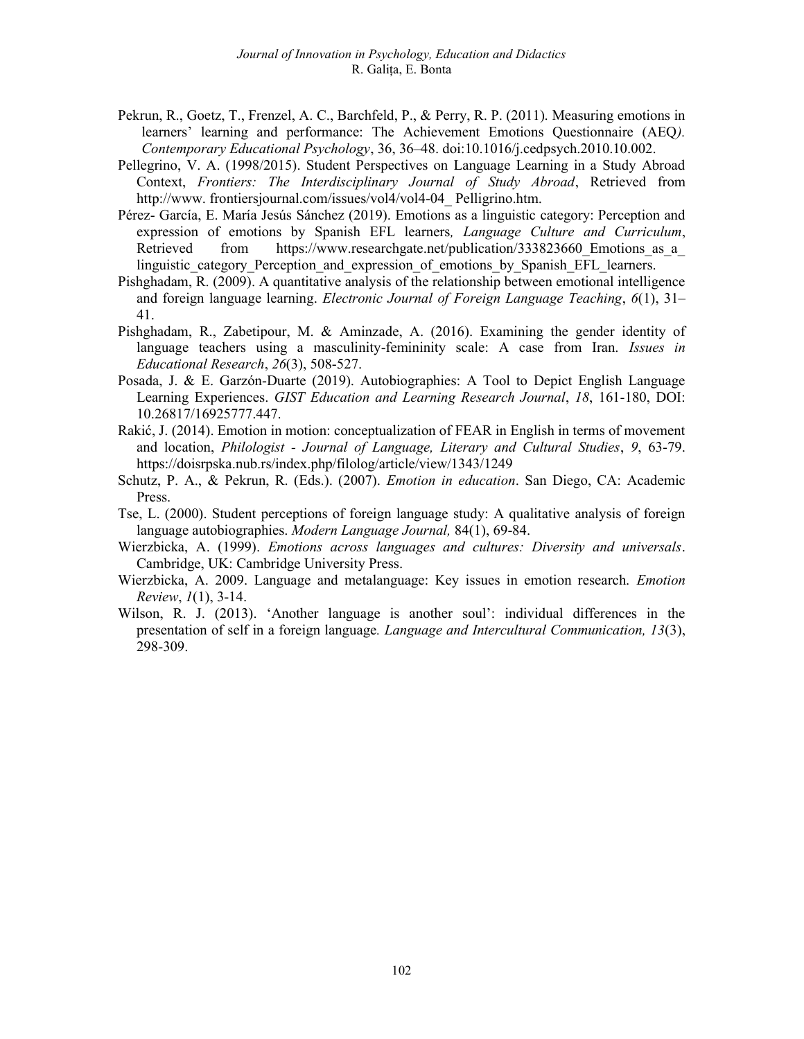Pekrun, R., Goetz, T., Frenzel, A. C., Barchfeld, P., & Perry, R. P. (2011). Measuring emotions in learners' learning and performance: The Achievement Emotions Questionnaire (AEQ*). Contemporary Educational Psychology*, 36, 36–48. doi:10.1016/j.cedpsych.2010.10.002.

Pellegrino, V. A. (1998/2015). Student Perspectives on Language Learning in a Study Abroad Context, *Frontiers: The Interdisciplinary Journal of Study Abroad*, Retrieved from http://www. frontiersjournal.com/issues/vol4/vol4-04_ Pelligrino.htm.

Pérez- García, E. María Jesús Sánchez (2019). Emotions as a linguistic category: Perception and expression of emotions by Spanish EFL learners*, Language Culture and Curriculum*, Retrieved from https://www.researchgate.net/publication/333823660_Emotions_as_a_ linguistic_category_Perception_and_expression_of_emotions_by_Spanish_EFL_learners.

Pishghadam, R. (2009). A quantitative analysis of the relationship between emotional intelligence and foreign language learning. *Electronic Journal of Foreign Language Teaching*, *6*(1), 31–41.

Pishghadam, R., Zabetipour, M. & Aminzade, A. (2016). Examining the gender identity of language teachers using a masculinity-femininity scale: A case from Iran. *Issues in Educational Research*, *26*(3), 508-527.

Posada, J. & E. Garzón-Duarte (2019). Autobiographies: A Tool to Depict English Language Learning Experiences. *GIST Education and Learning Research Journal*, *18*, 161-180, DOI: 10.26817/16925777.447.

Rakić, J. (2014). Emotion in motion: conceptualization of FEAR in English in terms of movement and location, *Philologist - Journal of Language, Literary and Cultural Studies*, *9*, 63-79. https://doisrpska.nub.rs/index.php/filolog/article/view/1343/1249

Schutz, P. A., & Pekrun, R. (Eds.). (2007). *Emotion in education*. San Diego, CA: Academic Press.

Tse, L. (2000). Student perceptions of foreign language study: A qualitative analysis of foreign language autobiographies. *Modern Language Journal,* 84(1), 69-84.

Wierzbicka, A. (1999). *Emotions across languages and cultures: Diversity and universals*. Cambridge, UK: Cambridge University Press.

Wierzbicka, A. 2009. Language and metalanguage: Key issues in emotion research. *Emotion Review*, *1*(1), 3-14.

Wilson, R. J. (2013). 'Another language is another soul': individual differences in the presentation of self in a foreign language. *Language and Intercultural Communication, 13*(3), 298-309.